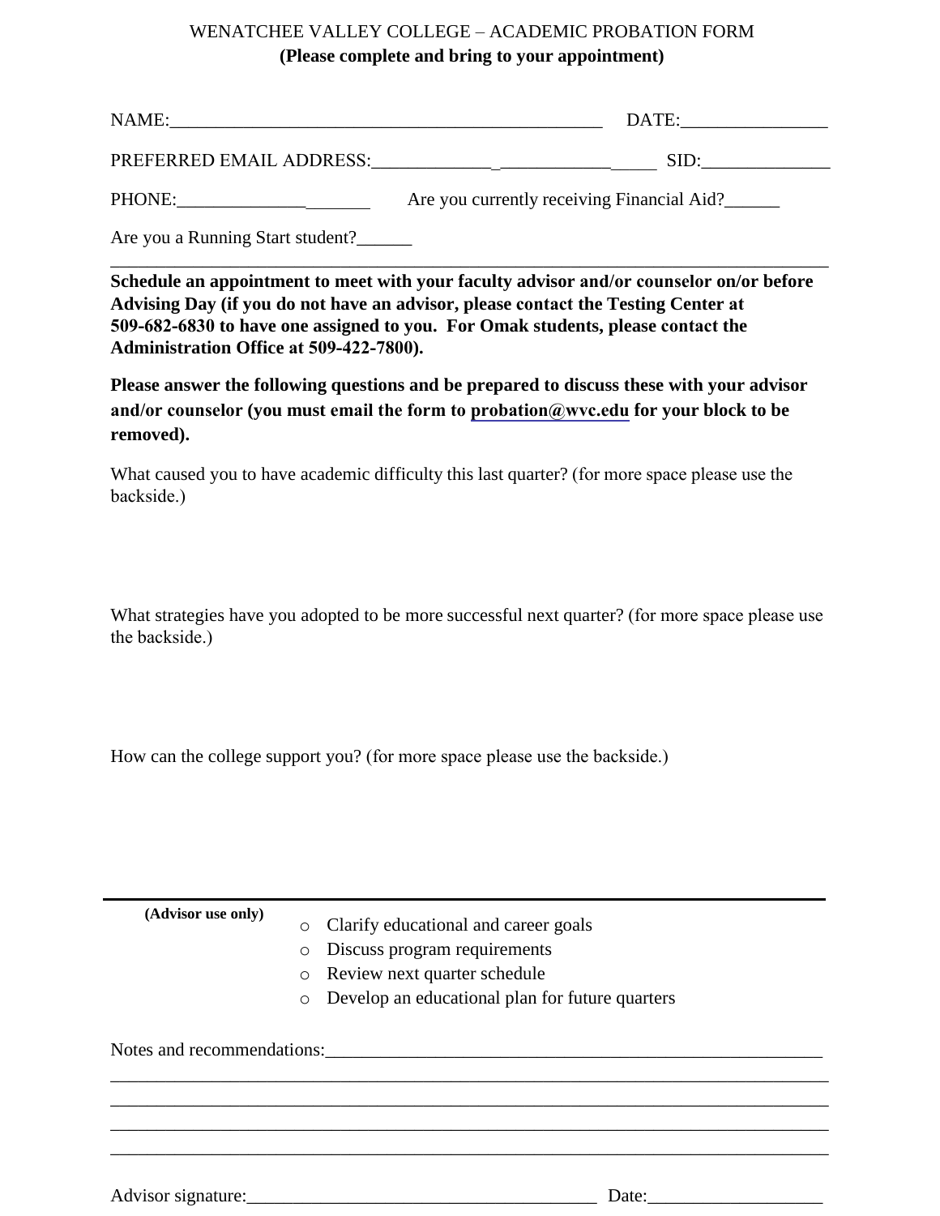WENATCHEE VALLEY COLLEGE – ACADEMIC PROBATION FORM

**(Please complete and bring to your appointment)**

NAME:_______________________________________________ DATE:________________

PREFERRED EMAIL ADDRESS:_____________________________ SID:______________

PHONE:_____________________ Are you currently receiving Financial Aid?______

Are you a Running Start student?______

---

**Schedule an appointment to meet with your faculty advisor and/or counselor on/or before Advising Day (if you do not have an advisor, please contact the Testing Center at 509-682-6830 to have one assigned to you. For Omak students, please contact the Administration Office at 509-422-7800).**

**Please answer the following questions and be prepared to discuss these with your advisor and/or counselor (you must email the form to probation@wvc.edu for your block to be removed).**

What caused you to have academic difficulty this last quarter? (for more space please use the backside.)

What strategies have you adopted to be more successful next quarter? (for more space please use the backside.)

How can the college support you? (for more space please use the backside.)

---

**(Advisor use only)**

- Clarify educational and career goals
- Discuss program requirements
- Review next quarter schedule
- Develop an educational plan for future quarters

Notes and recommendations:_________________________________________________________

_________________________________________________________________________________

_________________________________________________________________________________

_________________________________________________________________________________

_________________________________________________________________________________

Advisor signature:______________________________________ Date:___________________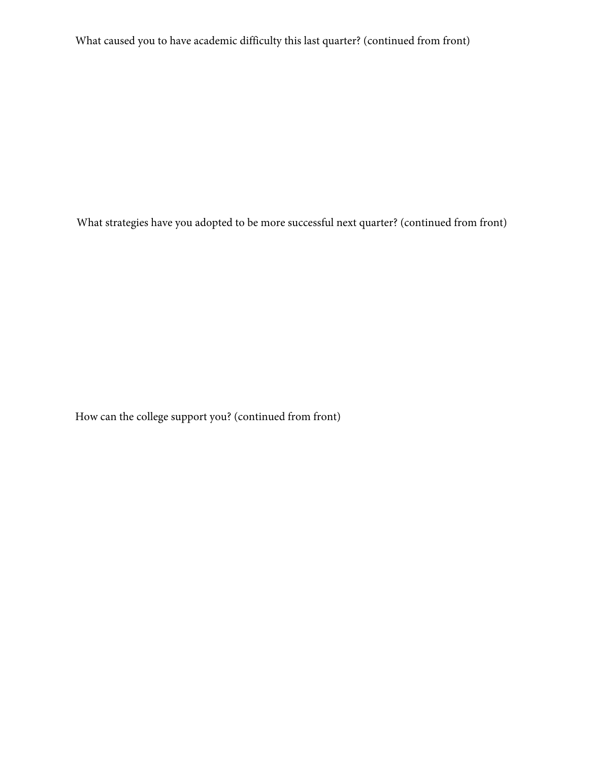What caused you to have academic difficulty this last quarter? (continued from front)

What strategies have you adopted to be more successful next quarter? (continued from front)

How can the college support you? (continued from front)